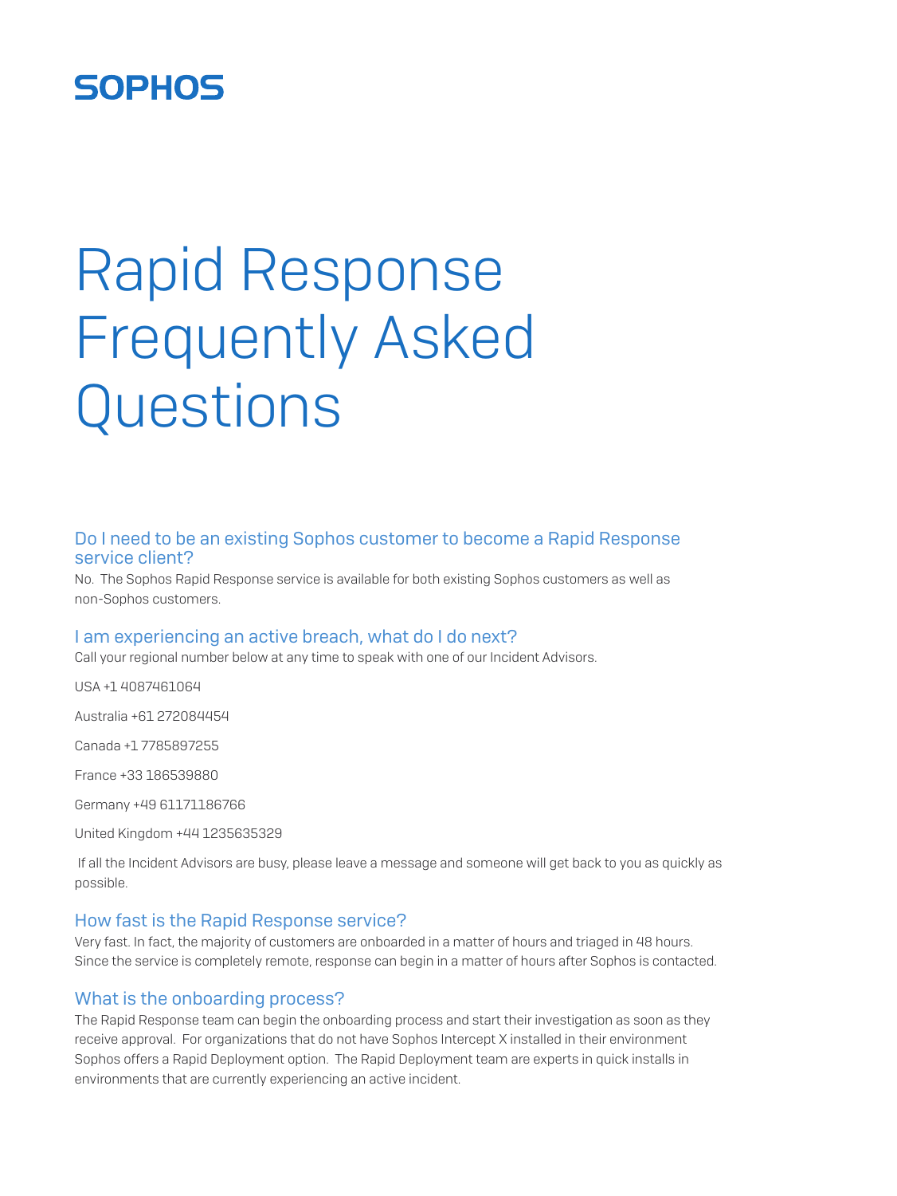SOPHOS

# Rapid Response Frequently Asked Questions

## Do I need to be an existing Sophos customer to become a Rapid Response service client?

No. The Sophos Rapid Response service is available for both existing Sophos customers as well as non-Sophos customers.

## I am experiencing an active breach, what do I do next?

Call your regional number below at any time to speak with one of our Incident Advisors.

USA +1 4087461064

Australia +61 272084454

Canada +1 7785897255

France +33 186539880

Germany +49 61171186766

United Kingdom +44 1235635329

If all the Incident Advisors are busy, please leave a message and someone will get back to you as quickly as possible.

## How fast is the Rapid Response service?

Very fast. In fact, the majority of customers are onboarded in a matter of hours and triaged in 48 hours. Since the service is completely remote, response can begin in a matter of hours after Sophos is contacted.

## What is the onboarding process?

The Rapid Response team can begin the onboarding process and start their investigation as soon as they receive approval. For organizations that do not have Sophos Intercept X installed in their environment Sophos offers a Rapid Deployment option. The Rapid Deployment team are experts in quick installs in environments that are currently experiencing an active incident.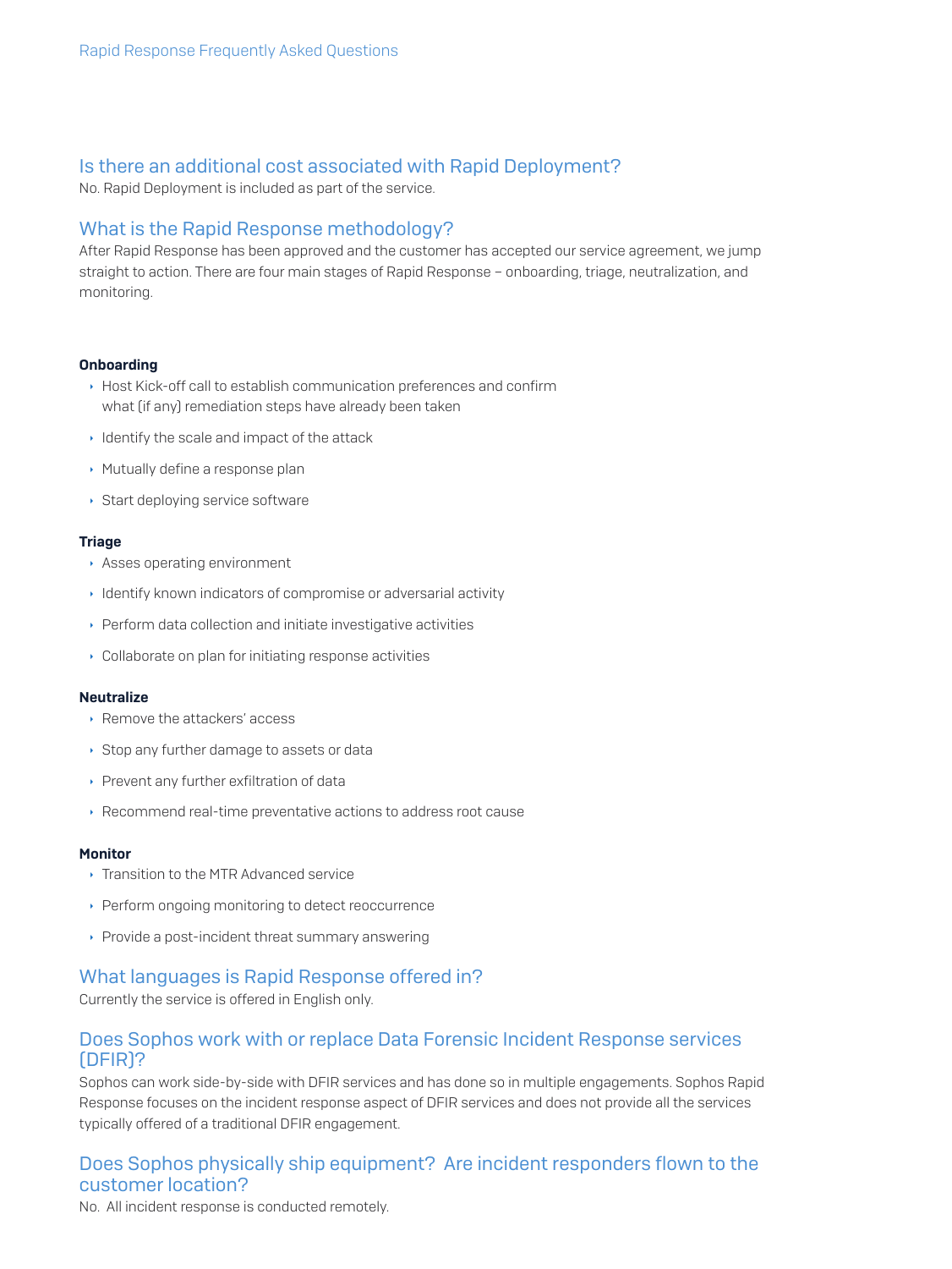## Is there an additional cost associated with Rapid Deployment?

No. Rapid Deployment is included as part of the service.

## What is the Rapid Response methodology?

After Rapid Response has been approved and the customer has accepted our service agreement, we jump straight to action. There are four main stages of Rapid Response – onboarding, triage, neutralization, and monitoring.

**Onboarding**

- Host Kick-off call to establish communication preferences and confirm what (if any) remediation steps have already been taken
- Identify the scale and impact of the attack
- Mutually define a response plan
- Start deploying service software

**Triage**

- Asses operating environment
- Identify known indicators of compromise or adversarial activity
- Perform data collection and initiate investigative activities
- Collaborate on plan for initiating response activities

**Neutralize**

- Remove the attackers' access
- Stop any further damage to assets or data
- Prevent any further exfiltration of data
- Recommend real-time preventative actions to address root cause

**Monitor**

- Transition to the MTR Advanced service
- Perform ongoing monitoring to detect reoccurrence
- Provide a post-incident threat summary answering

## What languages is Rapid Response offered in?

Currently the service is offered in English only.

## Does Sophos work with or replace Data Forensic Incident Response services (DFIR)?

Sophos can work side-by-side with DFIR services and has done so in multiple engagements. Sophos Rapid Response focuses on the incident response aspect of DFIR services and does not provide all the services typically offered of a traditional DFIR engagement.

## Does Sophos physically ship equipment? Are incident responders flown to the customer location?

No. All incident response is conducted remotely.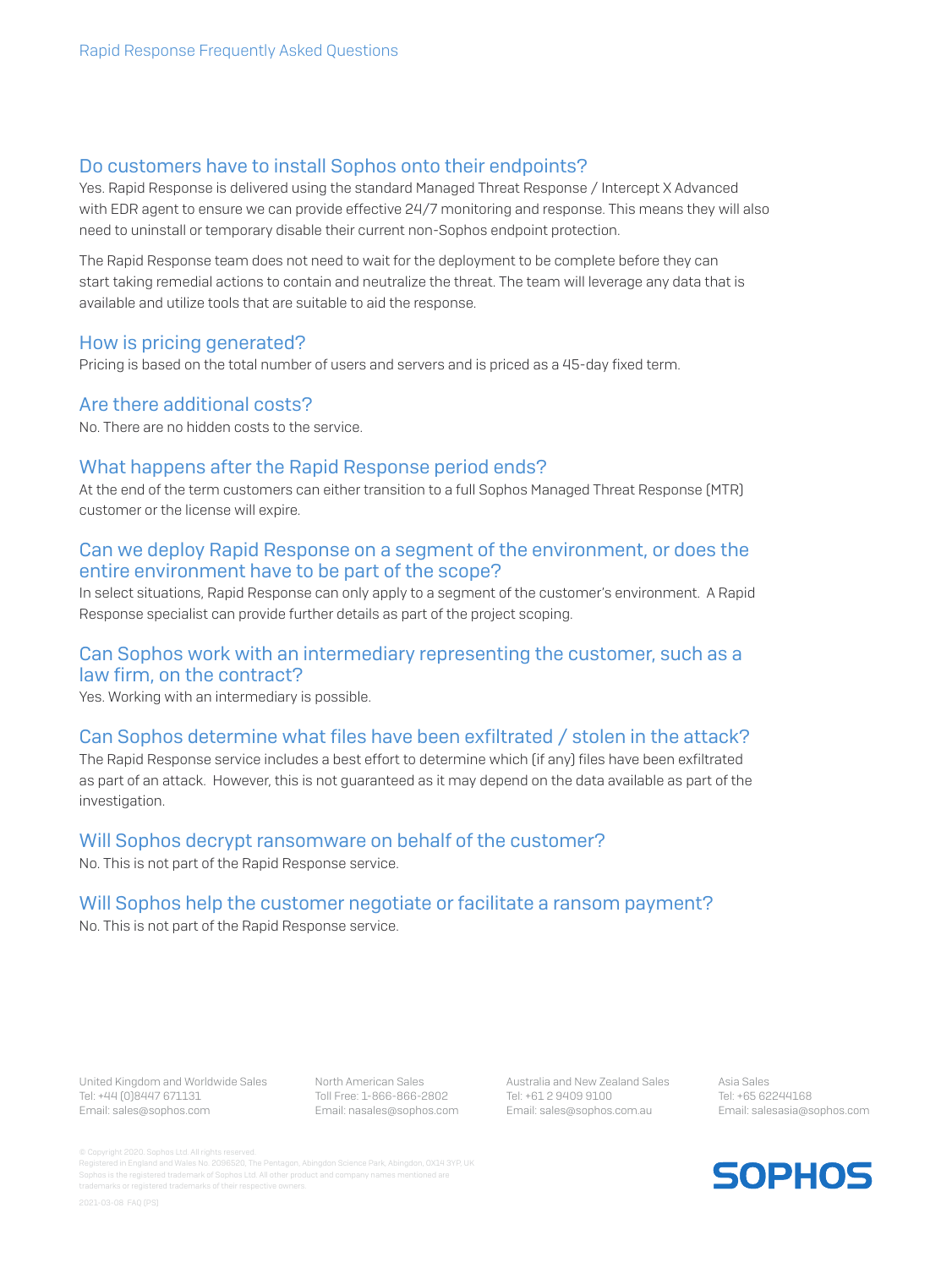## Do customers have to install Sophos onto their endpoints?

Yes. Rapid Response is delivered using the standard Managed Threat Response / Intercept X Advanced with EDR agent to ensure we can provide effective 24/7 monitoring and response. This means they will also need to uninstall or temporary disable their current non-Sophos endpoint protection.

The Rapid Response team does not need to wait for the deployment to be complete before they can start taking remedial actions to contain and neutralize the threat. The team will leverage any data that is available and utilize tools that are suitable to aid the response.

## How is pricing generated?

Pricing is based on the total number of users and servers and is priced as a 45-day fixed term.

## Are there additional costs?

No. There are no hidden costs to the service.

## What happens after the Rapid Response period ends?

At the end of the term customers can either transition to a full Sophos Managed Threat Response (MTR) customer or the license will expire.

## Can we deploy Rapid Response on a segment of the environment, or does the entire environment have to be part of the scope?

In select situations, Rapid Response can only apply to a segment of the customer's environment. A Rapid Response specialist can provide further details as part of the project scoping.

## Can Sophos work with an intermediary representing the customer, such as a law firm, on the contract?

Yes. Working with an intermediary is possible.

## Can Sophos determine what files have been exfiltrated / stolen in the attack?

The Rapid Response service includes a best effort to determine which (if any) files have been exfiltrated as part of an attack. However, this is not guaranteed as it may depend on the data available as part of the investigation.

## Will Sophos decrypt ransomware on behalf of the customer?

No. This is not part of the Rapid Response service.

## Will Sophos help the customer negotiate or facilitate a ransom payment?

No. This is not part of the Rapid Response service.

United Kingdom and Worldwide Sales
Tel: +44 (0)8447 671131
Email: sales@sophos.com

North American Sales
Toll Free: 1-866-866-2802
Email: nasales@sophos.com

Australia and New Zealand Sales
Tel: +61 2 9409 9100
Email: sales@sophos.com.au

Asia Sales
Tel: +65 62244168
Email: salesasia@sophos.com

© Copyright 2020. Sophos Ltd. All rights reserved.
Registered in England and Wales No. 2096520, The Pentagon, Abingdon Science Park, Abingdon, OX14 3YP, UK
Sophos is the registered trademark of Sophos Ltd. All other product and company names mentioned are trademarks or registered trademarks of their respective owners.

2021-03-08 FAQ (PS)

SOPHOS